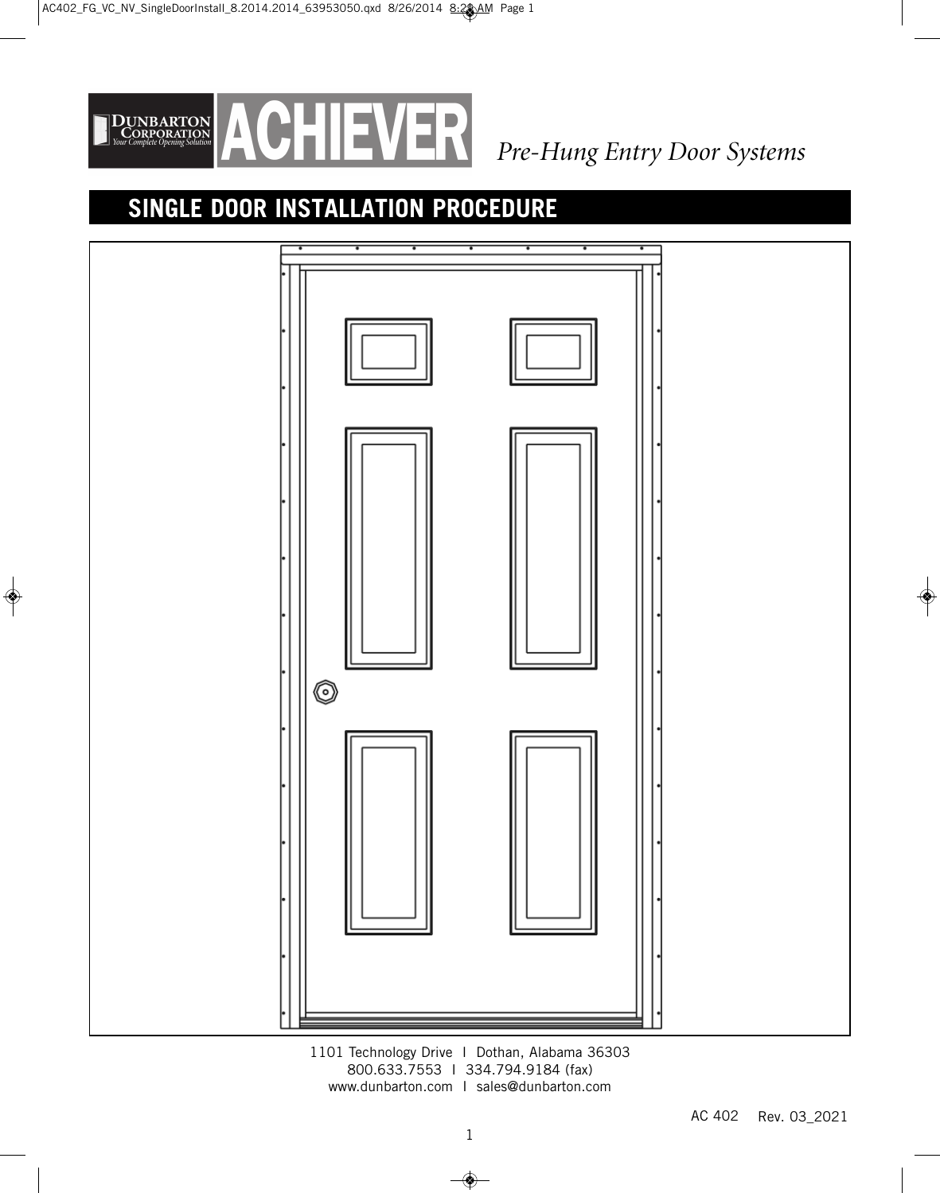DUNBARTON CORPORATION
*Your Complete Opening Solution*

# ACHIEVER

*Pre-Hung Entry Door Systems*

## SINGLE DOOR INSTALLATION PROCEDURE

1101 Technology Drive | Dothan, Alabama 36303
800.633.7553 | 334.794.9184 (fax)
www.dunbarton.com | sales@dunbarton.com

AC 402 Rev. 03_2021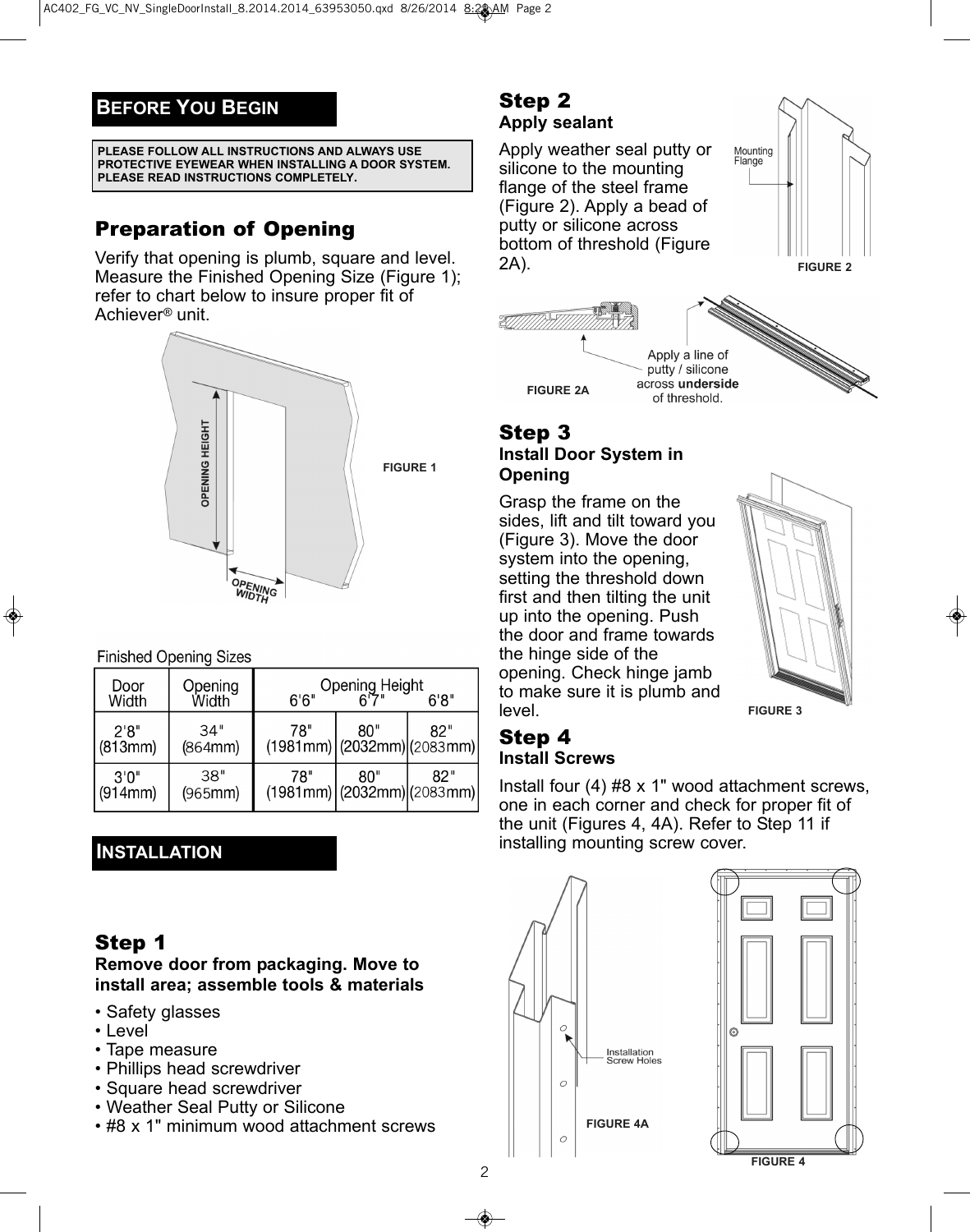## Before You Begin

**PLEASE FOLLOW ALL INSTRUCTIONS AND ALWAYS USE PROTECTIVE EYEWEAR WHEN INSTALLING A DOOR SYSTEM. PLEASE READ INSTRUCTIONS COMPLETELY.**

### Preparation of Opening

Verify that opening is plumb, square and level. Measure the Finished Opening Size (Figure 1); refer to chart below to insure proper fit of Achiever® unit.

OPENING HEIGHT

OPENING WIDTH

FIGURE 1

Finished Opening Sizes

| Door Width | Opening Width | Opening Height 6'6" | 6'7" | 6'8" |
|---|---|---|---|---|
| 2'8" (813mm) | 34" (864mm) | 78" (1981mm) | 80" (2032mm) | 82" (2083mm) |
| 3'0" (914mm) | 38" (965mm) | 78" (1981mm) | 80" (2032mm) | 82" (2083mm) |

## Installation

### Step 1

**Remove door from packaging. Move to install area; assemble tools & materials**

- Safety glasses
- Level
- Tape measure
- Phillips head screwdriver
- Square head screwdriver
- Weather Seal Putty or Silicone
- #8 x 1" minimum wood attachment screws

### Step 2

**Apply sealant**

Apply weather seal putty or silicone to the mounting flange of the steel frame (Figure 2). Apply a bead of putty or silicone across bottom of threshold (Figure 2A).

Mounting Flange

FIGURE 2

Apply a line of putty / silicone across **underside** of threshold.

FIGURE 2A

### Step 3

**Install Door System in Opening**

Grasp the frame on the sides, lift and tilt toward you (Figure 3). Move the door system into the opening, setting the threshold down first and then tilting the unit up into the opening. Push the door and frame towards the hinge side of the opening. Check hinge jamb to make sure it is plumb and level.

FIGURE 3

### Step 4

**Install Screws**

Install four (4) #8 x 1" wood attachment screws, one in each corner and check for proper fit of the unit (Figures 4, 4A). Refer to Step 11 if installing mounting screw cover.

Installation Screw Holes

FIGURE 4A

FIGURE 4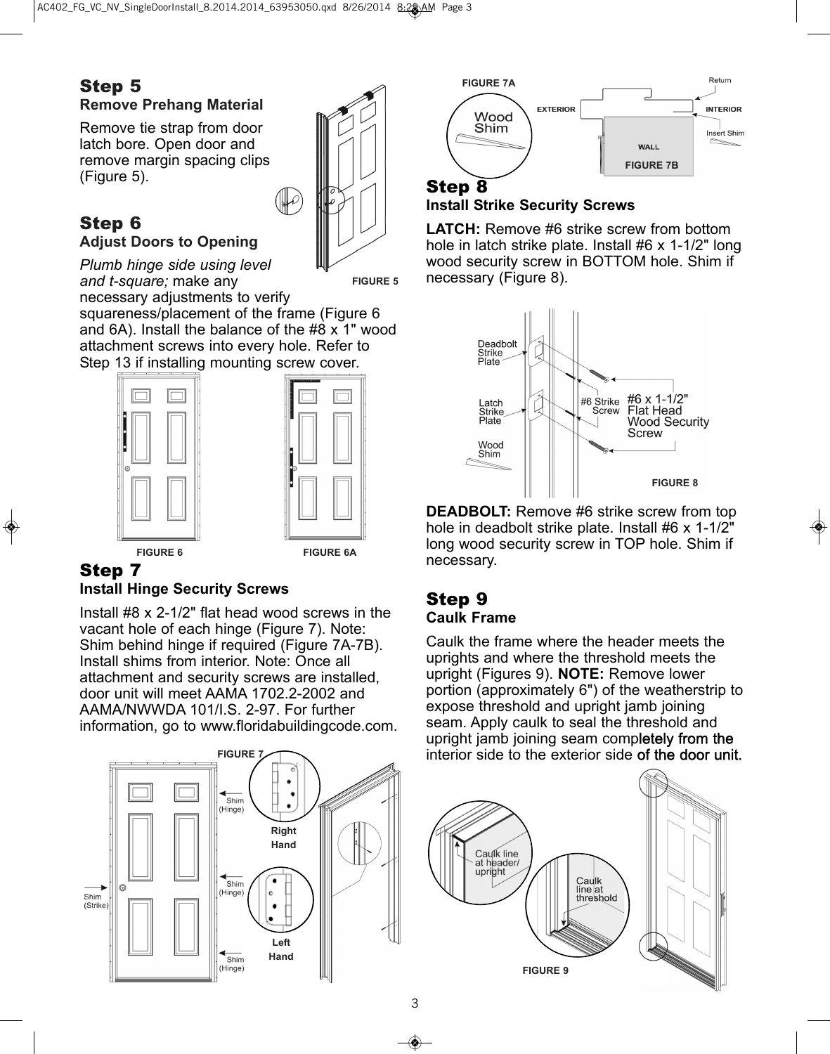## Step 5
### Remove Prehang Material

Remove tie strap from door latch bore. Open door and remove margin spacing clips (Figure 5).

FIGURE 5

## Step 6
### Adjust Doors to Opening

*Plumb hinge side using level and t-square;* make any necessary adjustments to verify squareness/placement of the frame (Figure 6 and 6A). Install the balance of the #8 x 1" wood attachment screws into every hole. Refer to Step 13 if installing mounting screw cover.

FIGURE 6

FIGURE 6A

## Step 7
### Install Hinge Security Screws

Install #8 x 2-1/2" flat head wood screws in the vacant hole of each hinge (Figure 7). Note: Shim behind hinge if required (Figure 7A-7B). Install shims from interior. Note: Once all attachment and security screws are installed, door unit will meet AAMA 1702.2-2002 and AAMA/NWWDA 101/I.S. 2-97. For further information, go to www.floridabuildingcode.com.

FIGURE 7

FIGURE 7A

FIGURE 7B

## Step 8
### Install Strike Security Screws

**LATCH:** Remove #6 strike screw from bottom hole in latch strike plate. Install #6 x 1-1/2" long wood security screw in BOTTOM hole. Shim if necessary (Figure 8).

FIGURE 8

**DEADBOLT:** Remove #6 strike screw from top hole in deadbolt strike plate. Install #6 x 1-1/2" long wood security screw in TOP hole. Shim if necessary.

## Step 9
### Caulk Frame

Caulk the frame where the header meets the uprights and where the threshold meets the upright (Figures 9). **NOTE:** Remove lower portion (approximately 6") of the weatherstrip to expose threshold and upright jamb joining seam. Apply caulk to seal the threshold and upright jamb joining seam completely from the interior side to the exterior side of the door unit.

FIGURE 9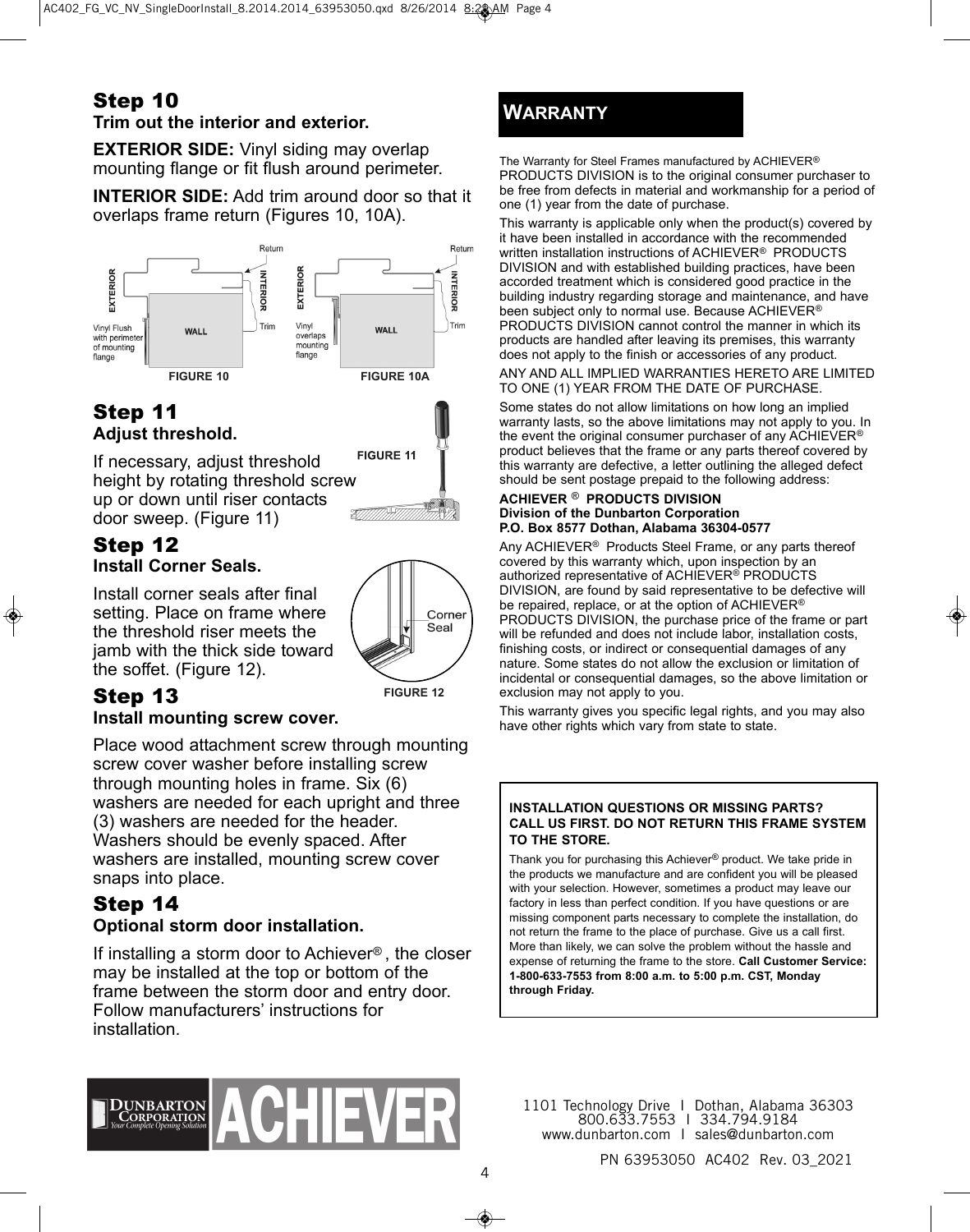## Step 10

**Trim out the interior and exterior.**

**EXTERIOR SIDE:** Vinyl siding may overlap mounting flange or fit flush around perimeter.

**INTERIOR SIDE:** Add trim around door so that it overlaps frame return (Figures 10, 10A).

Return
EXTERIOR
INTERIOR
WALL
Trim
Vinyl Flush with perimeter of mounting flange

FIGURE 10

Return
EXTERIOR
INTERIOR
WALL
Trim
Vinyl overlaps mounting flange

FIGURE 10A

## Step 11

**Adjust threshold.**

If necessary, adjust threshold height by rotating threshold screw up or down until riser contacts door sweep. (Figure 11)

FIGURE 11

## Step 12

**Install Corner Seals.**

Install corner seals after final setting. Place on frame where the threshold riser meets the jamb with the thick side toward the soffet. (Figure 12).

Corner Seal

FIGURE 12

## Step 13

**Install mounting screw cover.**

Place wood attachment screw through mounting screw cover washer before installing screw through mounting holes in frame. Six (6) washers are needed for each upright and three (3) washers are needed for the header. Washers should be evenly spaced. After washers are installed, mounting screw cover snaps into place.

## Step 14

**Optional storm door installation.**

If installing a storm door to Achiever®, the closer may be installed at the top or bottom of the frame between the storm door and entry door. Follow manufacturers' instructions for installation.

## WARRANTY

The Warranty for Steel Frames manufactured by ACHIEVER® PRODUCTS DIVISION is to the original consumer purchaser to be free from defects in material and workmanship for a period of one (1) year from the date of purchase.

This warranty is applicable only when the product(s) covered by it have been installed in accordance with the recommended written installation instructions of ACHIEVER® PRODUCTS DIVISION and with established building practices, have been accorded treatment which is considered good practice in the building industry regarding storage and maintenance, and have been subject only to normal use. Because ACHIEVER® PRODUCTS DIVISION cannot control the manner in which its products are handled after leaving its premises, this warranty does not apply to the finish or accessories of any product.

ANY AND ALL IMPLIED WARRANTIES HERETO ARE LIMITED TO ONE (1) YEAR FROM THE DATE OF PURCHASE.

Some states do not allow limitations on how long an implied warranty lasts, so the above limitations may not apply to you. In the event the original consumer purchaser of any ACHIEVER® product believes that the frame or any parts thereof covered by this warranty are defective, a letter outlining the alleged defect should be sent postage prepaid to the following address:

**ACHIEVER ® PRODUCTS DIVISION**
**Division of the Dunbarton Corporation**
**P.O. Box 8577 Dothan, Alabama 36304-0577**

Any ACHIEVER® Products Steel Frame, or any parts thereof covered by this warranty which, upon inspection by an authorized representative of ACHIEVER® PRODUCTS DIVISION, are found by said representative to be defective will be repaired, replace, or at the option of ACHIEVER® PRODUCTS DIVISION, the purchase price of the frame or part will be refunded and does not include labor, installation costs, finishing costs, or indirect or consequential damages of any nature. Some states do not allow the exclusion or limitation of incidental or consequential damages, so the above limitation or exclusion may not apply to you.

This warranty gives you specific legal rights, and you may also have other rights which vary from state to state.

**INSTALLATION QUESTIONS OR MISSING PARTS? CALL US FIRST. DO NOT RETURN THIS FRAME SYSTEM TO THE STORE.**

Thank you for purchasing this Achiever® product. We take pride in the products we manufacture and are confident you will be pleased with your selection. However, sometimes a product may leave our factory in less than perfect condition. If you have questions or are missing component parts necessary to complete the installation, do not return the frame to the place of purchase. Give us a call first. More than likely, we can solve the problem without the hassle and expense of returning the frame to the store. **Call Customer Service: 1-800-633-7553 from 8:00 a.m. to 5:00 p.m. CST, Monday through Friday.**

DUNBARTON CORPORATION *Your Complete Opening Solution* ACHIEVER

1101 Technology Drive | Dothan, Alabama 36303
800.633.7553 | 334.794.9184
www.dunbarton.com | sales@dunbarton.com

PN 63953050 AC402 Rev. 03_2021